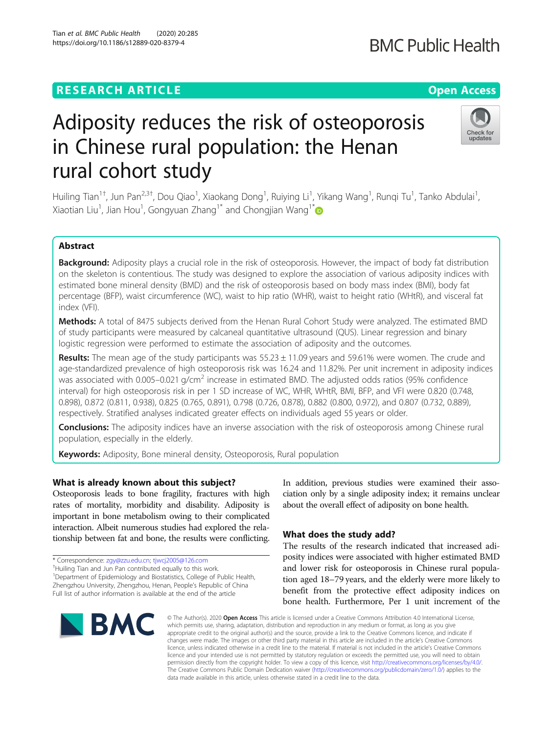RESEARCH ARTICLE

Open Access

# Adiposity reduces the risk of osteoporosis in Chinese rural population: the Henan rural cohort study

Huiling Tian[1†], Jun Pan[2,3†], Dou Qiao[1], Xiaokang Dong[1], Ruiying Li[1], Yikang Wang[1], Runqi Tu[1], Tanko Abdulai[1], Xiaotian Liu[1], Jian Hou[1], Gongyuan Zhang[1*] and Chongjian Wang[1*]

## Abstract

**Background:** Adiposity plays a crucial role in the risk of osteoporosis. However, the impact of body fat distribution on the skeleton is contentious. The study was designed to explore the association of various adiposity indices with estimated bone mineral density (BMD) and the risk of osteoporosis based on body mass index (BMI), body fat percentage (BFP), waist circumference (WC), waist to hip ratio (WHR), waist to height ratio (WHtR), and visceral fat index (VFI).

**Methods:** A total of 8475 subjects derived from the Henan Rural Cohort Study were analyzed. The estimated BMD of study participants were measured by calcaneal quantitative ultrasound (QUS). Linear regression and binary logistic regression were performed to estimate the association of adiposity and the outcomes.

**Results:** The mean age of the study participants was 55.23 ± 11.09 years and 59.61% were women. The crude and age-standardized prevalence of high osteoporosis risk was 16.24 and 11.82%. Per unit increment in adiposity indices was associated with 0.005–0.021 g/cm$^2$ increase in estimated BMD. The adjusted odds ratios (95% confidence interval) for high osteoporosis risk in per 1 SD increase of WC, WHR, WHtR, BMI, BFP, and VFI were 0.820 (0.748, 0.898), 0.872 (0.811, 0.938), 0.825 (0.765, 0.891), 0.798 (0.726, 0.878), 0.882 (0.800, 0.972), and 0.807 (0.732, 0.889), respectively. Stratified analyses indicated greater effects on individuals aged 55 years or older.

**Conclusions:** The adiposity indices have an inverse association with the risk of osteoporosis among Chinese rural population, especially in the elderly.

**Keywords:** Adiposity, Bone mineral density, Osteoporosis, Rural population

## What is already known about this subject?

Osteoporosis leads to bone fragility, fractures with high rates of mortality, morbidity and disability. Adiposity is important in bone metabolism owing to their complicated interaction. Albeit numerous studies had explored the relationship between fat and bone, the results were conflicting. In addition, previous studies were examined their association only by a single adiposity index; it remains unclear about the overall effect of adiposity on bone health.

## What does the study add?

The results of the research indicated that increased adiposity indices were associated with higher estimated BMD and lower risk for osteoporosis in Chinese rural population aged 18–79 years, and the elderly were more likely to benefit from the protective effect adiposity indices on bone health. Furthermore, Per 1 unit increment of the

\* Correspondence: zgy@zzu.edu.cn; tjwcj2005@126.com

†Huiling Tian and Jun Pan contributed equally to this work.

[1]Department of Epidemiology and Biostatistics, College of Public Health, Zhengzhou University, Zhengzhou, Henan, People's Republic of China

Full list of author information is available at the end of the article

© The Author(s). 2020 **Open Access** This article is licensed under a Creative Commons Attribution 4.0 International License, which permits use, sharing, adaptation, distribution and reproduction in any medium or format, as long as you give appropriate credit to the original author(s) and the source, provide a link to the Creative Commons licence, and indicate if changes were made. The images or other third party material in this article are included in the article's Creative Commons licence, unless indicated otherwise in a credit line to the material. If material is not included in the article's Creative Commons licence and your intended use is not permitted by statutory regulation or exceeds the permitted use, you will need to obtain permission directly from the copyright holder. To view a copy of this licence, visit http://creativecommons.org/licenses/by/4.0/. The Creative Commons Public Domain Dedication waiver (http://creativecommons.org/publicdomain/zero/1.0/) applies to the data made available in this article, unless otherwise stated in a credit line to the data.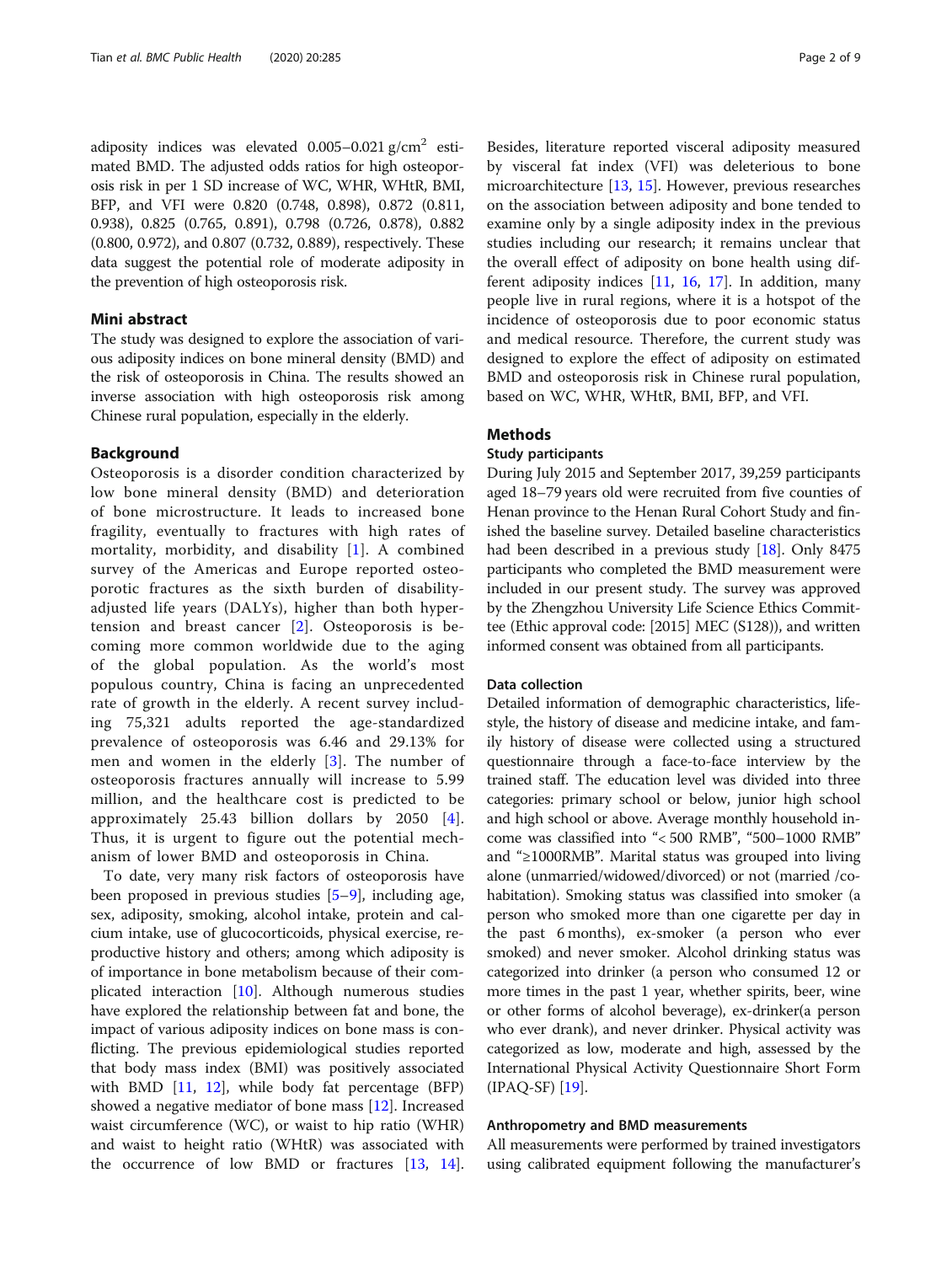adiposity indices was elevated 0.005–0.021 g/cm$^2$ estimated BMD. The adjusted odds ratios for high osteoporosis risk in per 1 SD increase of WC, WHR, WHtR, BMI, BFP, and VFI were 0.820 (0.748, 0.898), 0.872 (0.811, 0.938), 0.825 (0.765, 0.891), 0.798 (0.726, 0.878), 0.882 (0.800, 0.972), and 0.807 (0.732, 0.889), respectively. These data suggest the potential role of moderate adiposity in the prevention of high osteoporosis risk.

## Mini abstract

The study was designed to explore the association of various adiposity indices on bone mineral density (BMD) and the risk of osteoporosis in China. The results showed an inverse association with high osteoporosis risk among Chinese rural population, especially in the elderly.

## Background

Osteoporosis is a disorder condition characterized by low bone mineral density (BMD) and deterioration of bone microstructure. It leads to increased bone fragility, eventually to fractures with high rates of mortality, morbidity, and disability [1]. A combined survey of the Americas and Europe reported osteoporotic fractures as the sixth burden of disability-adjusted life years (DALYs), higher than both hypertension and breast cancer [2]. Osteoporosis is becoming more common worldwide due to the aging of the global population. As the world's most populous country, China is facing an unprecedented rate of growth in the elderly. A recent survey including 75,321 adults reported the age-standardized prevalence of osteoporosis was 6.46 and 29.13% for men and women in the elderly [3]. The number of osteoporosis fractures annually will increase to 5.99 million, and the healthcare cost is predicted to be approximately 25.43 billion dollars by 2050 [4]. Thus, it is urgent to figure out the potential mechanism of lower BMD and osteoporosis in China.

To date, very many risk factors of osteoporosis have been proposed in previous studies [5–9], including age, sex, adiposity, smoking, alcohol intake, protein and calcium intake, use of glucocorticoids, physical exercise, reproductive history and others; among which adiposity is of importance in bone metabolism because of their complicated interaction [10]. Although numerous studies have explored the relationship between fat and bone, the impact of various adiposity indices on bone mass is conflicting. The previous epidemiological studies reported that body mass index (BMI) was positively associated with BMD [11, 12], while body fat percentage (BFP) showed a negative mediator of bone mass [12]. Increased waist circumference (WC), or waist to hip ratio (WHR) and waist to height ratio (WHtR) was associated with the occurrence of low BMD or fractures [13, 14]. Besides, literature reported visceral adiposity measured by visceral fat index (VFI) was deleterious to bone microarchitecture [13, 15]. However, previous researches on the association between adiposity and bone tended to examine only by a single adiposity index in the previous studies including our research; it remains unclear that the overall effect of adiposity on bone health using different adiposity indices [11, 16, 17]. In addition, many people live in rural regions, where it is a hotspot of the incidence of osteoporosis due to poor economic status and medical resource. Therefore, the current study was designed to explore the effect of adiposity on estimated BMD and osteoporosis risk in Chinese rural population, based on WC, WHR, WHtR, BMI, BFP, and VFI.

## Methods

### Study participants

During July 2015 and September 2017, 39,259 participants aged 18–79 years old were recruited from five counties of Henan province to the Henan Rural Cohort Study and finished the baseline survey. Detailed baseline characteristics had been described in a previous study [18]. Only 8475 participants who completed the BMD measurement were included in our present study. The survey was approved by the Zhengzhou University Life Science Ethics Committee (Ethic approval code: [2015] MEC (S128)), and written informed consent was obtained from all participants.

### Data collection

Detailed information of demographic characteristics, lifestyle, the history of disease and medicine intake, and family history of disease were collected using a structured questionnaire through a face-to-face interview by the trained staff. The education level was divided into three categories: primary school or below, junior high school and high school or above. Average monthly household income was classified into "< 500 RMB", "500–1000 RMB" and "≥1000RMB". Marital status was grouped into living alone (unmarried/widowed/divorced) or not (married /cohabitation). Smoking status was classified into smoker (a person who smoked more than one cigarette per day in the past 6 months), ex-smoker (a person who ever smoked) and never smoker. Alcohol drinking status was categorized into drinker (a person who consumed 12 or more times in the past 1 year, whether spirits, beer, wine or other forms of alcohol beverage), ex-drinker(a person who ever drank), and never drinker. Physical activity was categorized as low, moderate and high, assessed by the International Physical Activity Questionnaire Short Form (IPAQ-SF) [19].

### Anthropometry and BMD measurements

All measurements were performed by trained investigators using calibrated equipment following the manufacturer's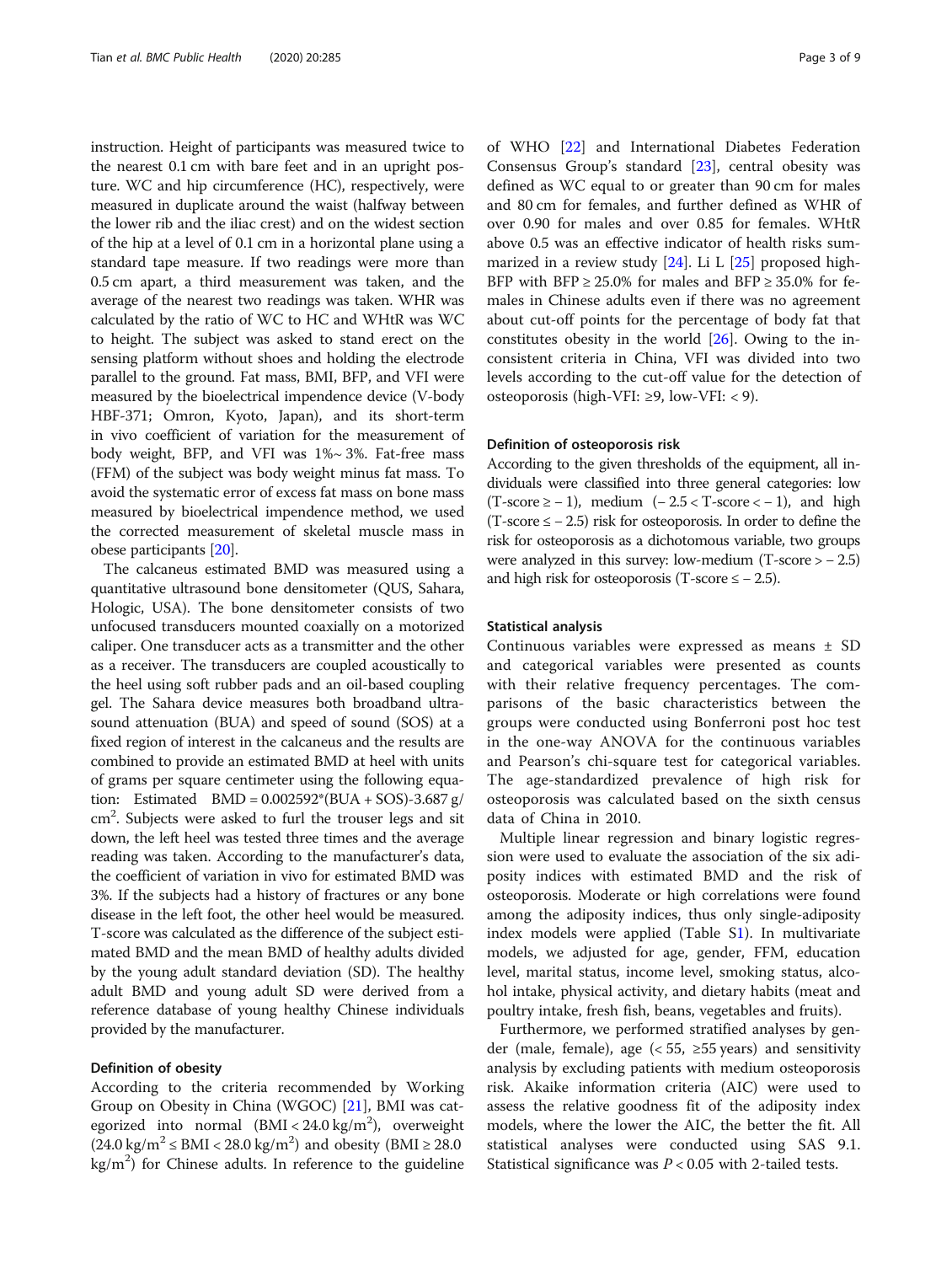instruction. Height of participants was measured twice to the nearest 0.1 cm with bare feet and in an upright posture. WC and hip circumference (HC), respectively, were measured in duplicate around the waist (halfway between the lower rib and the iliac crest) and on the widest section of the hip at a level of 0.1 cm in a horizontal plane using a standard tape measure. If two readings were more than 0.5 cm apart, a third measurement was taken, and the average of the nearest two readings was taken. WHR was calculated by the ratio of WC to HC and WHtR was WC to height. The subject was asked to stand erect on the sensing platform without shoes and holding the electrode parallel to the ground. Fat mass, BMI, BFP, and VFI were measured by the bioelectrical impendence device (V-body HBF-371; Omron, Kyoto, Japan), and its short-term in vivo coefficient of variation for the measurement of body weight, BFP, and VFI was 1%~ 3%. Fat-free mass (FFM) of the subject was body weight minus fat mass. To avoid the systematic error of excess fat mass on bone mass measured by bioelectrical impendence method, we used the corrected measurement of skeletal muscle mass in obese participants [20].

The calcaneus estimated BMD was measured using a quantitative ultrasound bone densitometer (QUS, Sahara, Hologic, USA). The bone densitometer consists of two unfocused transducers mounted coaxially on a motorized caliper. One transducer acts as a transmitter and the other as a receiver. The transducers are coupled acoustically to the heel using soft rubber pads and an oil-based coupling gel. The Sahara device measures both broadband ultrasound attenuation (BUA) and speed of sound (SOS) at a fixed region of interest in the calcaneus and the results are combined to provide an estimated BMD at heel with units of grams per square centimeter using the following equation: Estimated BMD = 0.002592*(BUA + SOS)-3.687 g/$cm^2$. Subjects were asked to furl the trouser legs and sit down, the left heel was tested three times and the average reading was taken. According to the manufacturer's data, the coefficient of variation in vivo for estimated BMD was 3%. If the subjects had a history of fractures or any bone disease in the left foot, the other heel would be measured. T-score was calculated as the difference of the subject estimated BMD and the mean BMD of healthy adults divided by the young adult standard deviation (SD). The healthy adult BMD and young adult SD were derived from a reference database of young healthy Chinese individuals provided by the manufacturer.

### Definition of obesity

According to the criteria recommended by Working Group on Obesity in China (WGOC) [21], BMI was categorized into normal (BMI < 24.0 kg/$m^2$), overweight (24.0 kg/$m^2$ ≤ BMI < 28.0 kg/$m^2$) and obesity (BMI ≥ 28.0 kg/$m^2$) for Chinese adults. In reference to the guideline of WHO [22] and International Diabetes Federation Consensus Group's standard [23], central obesity was defined as WC equal to or greater than 90 cm for males and 80 cm for females, and further defined as WHR of over 0.90 for males and over 0.85 for females. WHtR above 0.5 was an effective indicator of health risks summarized in a review study [24]. Li L [25] proposed high-BFP with BFP ≥ 25.0% for males and BFP ≥ 35.0% for females in Chinese adults even if there was no agreement about cut-off points for the percentage of body fat that constitutes obesity in the world [26]. Owing to the inconsistent criteria in China, VFI was divided into two levels according to the cut-off value for the detection of osteoporosis (high-VFI: ≥9, low-VFI: < 9).

### Definition of osteoporosis risk

According to the given thresholds of the equipment, all individuals were classified into three general categories: low (T-score ≥ − 1), medium (− 2.5 < T-score < − 1), and high (T-score ≤ − 2.5) risk for osteoporosis. In order to define the risk for osteoporosis as a dichotomous variable, two groups were analyzed in this survey: low-medium (T-score > − 2.5) and high risk for osteoporosis (T-score ≤ − 2.5).

### Statistical analysis

Continuous variables were expressed as means ± SD and categorical variables were presented as counts with their relative frequency percentages. The comparisons of the basic characteristics between the groups were conducted using Bonferroni post hoc test in the one-way ANOVA for the continuous variables and Pearson's chi-square test for categorical variables. The age-standardized prevalence of high risk for osteoporosis was calculated based on the sixth census data of China in 2010.

Multiple linear regression and binary logistic regression were used to evaluate the association of the six adiposity indices with estimated BMD and the risk of osteoporosis. Moderate or high correlations were found among the adiposity indices, thus only single-adiposity index models were applied (Table S1). In multivariate models, we adjusted for age, gender, FFM, education level, marital status, income level, smoking status, alcohol intake, physical activity, and dietary habits (meat and poultry intake, fresh fish, beans, vegetables and fruits).

Furthermore, we performed stratified analyses by gender (male, female), age (< 55, ≥55 years) and sensitivity analysis by excluding patients with medium osteoporosis risk. Akaike information criteria (AIC) were used to assess the relative goodness fit of the adiposity index models, where the lower the AIC, the better the fit. All statistical analyses were conducted using SAS 9.1. Statistical significance was $P < 0.05$ with 2-tailed tests.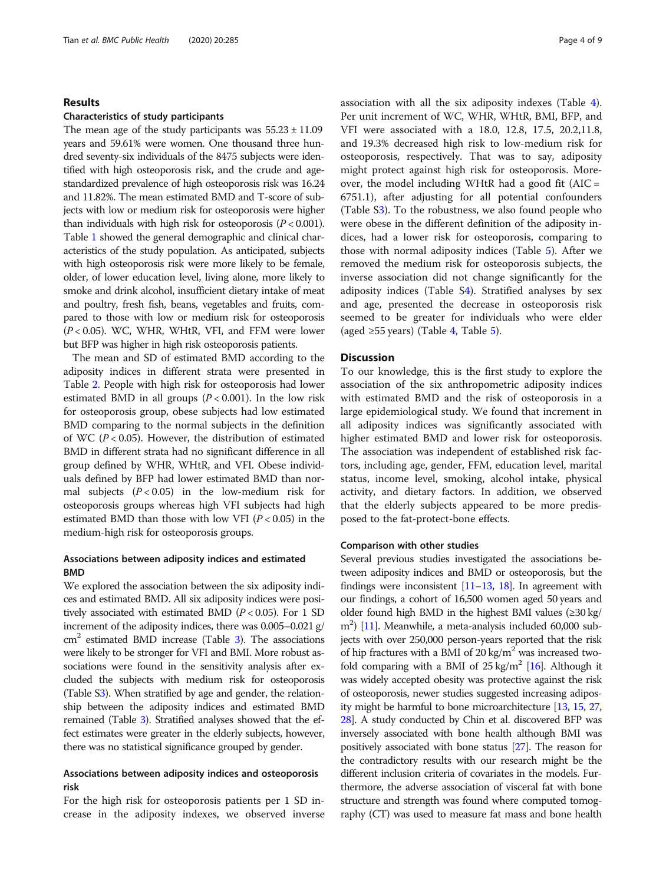## Results

### Characteristics of study participants

The mean age of the study participants was 55.23 ± 11.09 years and 59.61% were women. One thousand three hundred seventy-six individuals of the 8475 subjects were identified with high osteoporosis risk, and the crude and age-standardized prevalence of high osteoporosis risk was 16.24 and 11.82%. The mean estimated BMD and T-score of subjects with low or medium risk for osteoporosis were higher than individuals with high risk for osteoporosis ($P < 0.001$). Table 1 showed the general demographic and clinical characteristics of the study population. As anticipated, subjects with high osteoporosis risk were more likely to be female, older, of lower education level, living alone, more likely to smoke and drink alcohol, insufficient dietary intake of meat and poultry, fresh fish, beans, vegetables and fruits, compared to those with low or medium risk for osteoporosis ($P < 0.05$). WC, WHR, WHtR, VFI, and FFM were lower but BFP was higher in high risk osteoporosis patients.

The mean and SD of estimated BMD according to the adiposity indices in different strata were presented in Table 2. People with high risk for osteoporosis had lower estimated BMD in all groups ($P < 0.001$). In the low risk for osteoporosis group, obese subjects had low estimated BMD comparing to the normal subjects in the definition of WC ($P < 0.05$). However, the distribution of estimated BMD in different strata had no significant difference in all group defined by WHR, WHtR, and VFI. Obese individuals defined by BFP had lower estimated BMD than normal subjects ($P < 0.05$) in the low-medium risk for osteoporosis groups whereas high VFI subjects had high estimated BMD than those with low VFI ($P < 0.05$) in the medium-high risk for osteoporosis groups.

### Associations between adiposity indices and estimated BMD

We explored the association between the six adiposity indices and estimated BMD. All six adiposity indices were positively associated with estimated BMD ($P < 0.05$). For 1 SD increment of the adiposity indices, there was 0.005–0.021 g/cm$^2$ estimated BMD increase (Table 3). The associations were likely to be stronger for VFI and BMI. More robust associations were found in the sensitivity analysis after excluded the subjects with medium risk for osteoporosis (Table S3). When stratified by age and gender, the relationship between the adiposity indices and estimated BMD remained (Table 3). Stratified analyses showed that the effect estimates were greater in the elderly subjects, however, there was no statistical significance grouped by gender.

### Associations between adiposity indices and osteoporosis risk

For the high risk for osteoporosis patients per 1 SD increase in the adiposity indexes, we observed inverse association with all the six adiposity indexes (Table 4). Per unit increment of WC, WHR, WHtR, BMI, BFP, and VFI were associated with a 18.0, 12.8, 17.5, 20.2,11.8, and 19.3% decreased high risk to low-medium risk for osteoporosis, respectively. That was to say, adiposity might protect against high risk for osteoporosis. Moreover, the model including WHtR had a good fit (AIC = 6751.1), after adjusting for all potential confounders (Table S3). To the robustness, we also found people who were obese in the different definition of the adiposity indices, had a lower risk for osteoporosis, comparing to those with normal adiposity indices (Table 5). After we removed the medium risk for osteoporosis subjects, the inverse association did not change significantly for the adiposity indices (Table S4). Stratified analyses by sex and age, presented the decrease in osteoporosis risk seemed to be greater for individuals who were elder (aged ≥55 years) (Table 4, Table 5).

## Discussion

To our knowledge, this is the first study to explore the association of the six anthropometric adiposity indices with estimated BMD and the risk of osteoporosis in a large epidemiological study. We found that increment in all adiposity indices was significantly associated with higher estimated BMD and lower risk for osteoporosis. The association was independent of established risk factors, including age, gender, FFM, education level, marital status, income level, smoking, alcohol intake, physical activity, and dietary factors. In addition, we observed that the elderly subjects appeared to be more predisposed to the fat-protect-bone effects.

### Comparison with other studies

Several previous studies investigated the associations between adiposity indices and BMD or osteoporosis, but the findings were inconsistent [11–13, 18]. In agreement with our findings, a cohort of 16,500 women aged 50 years and older found high BMD in the highest BMI values (≥30 kg/m$^2$) [11]. Meanwhile, a meta-analysis included 60,000 subjects with over 250,000 person-years reported that the risk of hip fractures with a BMI of 20 kg/m$^2$ was increased two-fold comparing with a BMI of 25 kg/m$^2$ [16]. Although it was widely accepted obesity was protective against the risk of osteoporosis, newer studies suggested increasing adiposity might be harmful to bone microarchitecture [13, 15, 27, 28]. A study conducted by Chin et al. discovered BFP was inversely associated with bone health although BMI was positively associated with bone status [27]. The reason for the contradictory results with our research might be the different inclusion criteria of covariates in the models. Furthermore, the adverse association of visceral fat with bone structure and strength was found where computed tomography (CT) was used to measure fat mass and bone health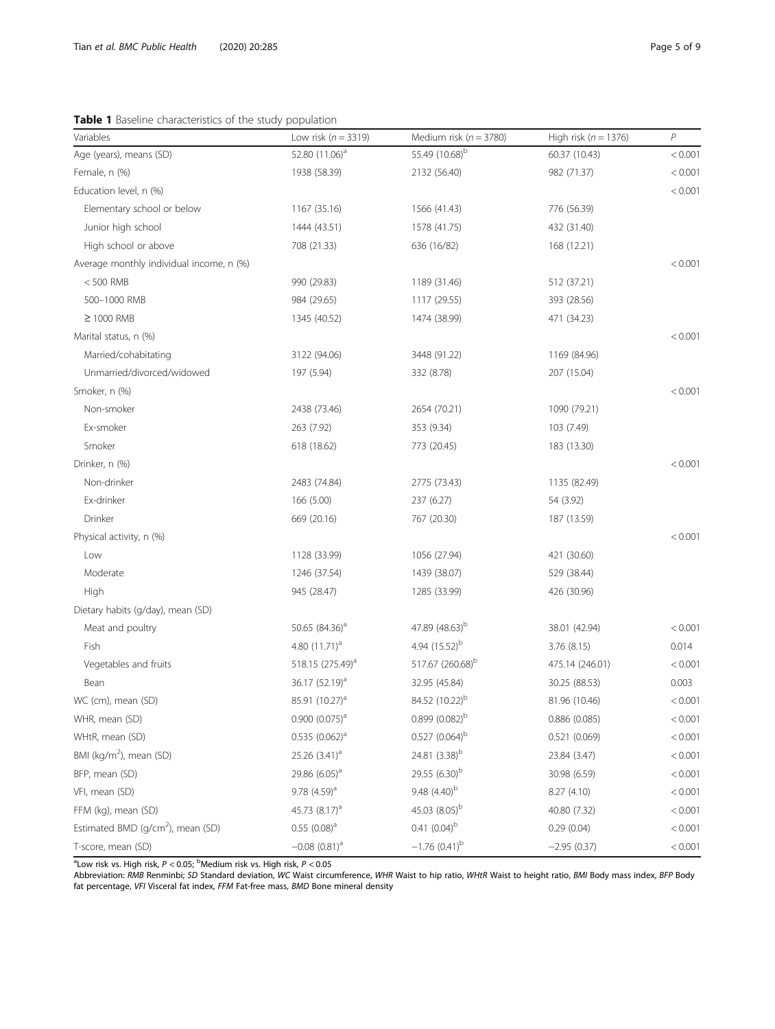**Table 1** Baseline characteristics of the study population

| Variables | Low risk (*n* = 3319) | Medium risk (*n* = 3780) | High risk (*n* = 1376) | *P* |
|---|---|---|---|---|
| Age (years), means (SD) | 52.80 (11.06)[a] | 55.49 (10.68)[b] | 60.37 (10.43) | < 0.001 |
| Female, n (%) | 1938 (58.39) | 2132 (56.40) | 982 (71.37) | < 0.001 |
| Education level, n (%) | | | | < 0.001 |
| Elementary school or below | 1167 (35.16) | 1566 (41.43) | 776 (56.39) | |
| Junior high school | 1444 (43.51) | 1578 (41.75) | 432 (31.40) | |
| High school or above | 708 (21.33) | 636 (16/82) | 168 (12.21) | |
| Average monthly individual income, n (%) | | | | < 0.001 |
| < 500 RMB | 990 (29.83) | 1189 (31.46) | 512 (37.21) | |
| 500–1000 RMB | 984 (29.65) | 1117 (29.55) | 393 (28.56) | |
| ≥ 1000 RMB | 1345 (40.52) | 1474 (38.99) | 471 (34.23) | |
| Marital status, n (%) | | | | < 0.001 |
| Married/cohabitating | 3122 (94.06) | 3448 (91.22) | 1169 (84.96) | |
| Unmarried/divorced/widowed | 197 (5.94) | 332 (8.78) | 207 (15.04) | |
| Smoker, n (%) | | | | < 0.001 |
| Non-smoker | 2438 (73.46) | 2654 (70.21) | 1090 (79.21) | |
| Ex-smoker | 263 (7.92) | 353 (9.34) | 103 (7.49) | |
| Smoker | 618 (18.62) | 773 (20.45) | 183 (13.30) | |
| Drinker, n (%) | | | | < 0.001 |
| Non-drinker | 2483 (74.84) | 2775 (73.43) | 1135 (82.49) | |
| Ex-drinker | 166 (5.00) | 237 (6.27) | 54 (3.92) | |
| Drinker | 669 (20.16) | 767 (20.30) | 187 (13.59) | |
| Physical activity, n (%) | | | | < 0.001 |
| Low | 1128 (33.99) | 1056 (27.94) | 421 (30.60) | |
| Moderate | 1246 (37.54) | 1439 (38.07) | 529 (38.44) | |
| High | 945 (28.47) | 1285 (33.99) | 426 (30.96) | |
| Dietary habits (g/day), mean (SD) | | | | |
| Meat and poultry | 50.65 (84.36)[a] | 47.89 (48.63)[b] | 38.01 (42.94) | < 0.001 |
| Fish | 4.80 (11.71)[a] | 4.94 (15.52)[b] | 3.76 (8.15) | 0.014 |
| Vegetables and fruits | 518.15 (275.49)[a] | 517.67 (260.68)[b] | 475.14 (246.01) | < 0.001 |
| Bean | 36.17 (52.19)[a] | 32.95 (45.84) | 30.25 (88.53) | 0.003 |
| WC (cm), mean (SD) | 85.91 (10.27)[a] | 84.52 (10.22)[b] | 81.96 (10.46) | < 0.001 |
| WHR, mean (SD) | 0.900 (0.075)[a] | 0.899 (0.082)[b] | 0.886 (0.085) | < 0.001 |
| WHtR, mean (SD) | 0.535 (0.062)[a] | 0.527 (0.064)[b] | 0.521 (0.069) | < 0.001 |
| BMI (kg/m$^2$), mean (SD) | 25.26 (3.41)[a] | 24.81 (3.38)[b] | 23.84 (3.47) | < 0.001 |
| BFP, mean (SD) | 29.86 (6.05)[a] | 29.55 (6.30)[b] | 30.98 (6.59) | < 0.001 |
| VFI, mean (SD) | 9.78 (4.59)[a] | 9.48 (4.40)[b] | 8.27 (4.10) | < 0.001 |
| FFM (kg), mean (SD) | 45.73 (8.17)[a] | 45.03 (8.05)[b] | 40.80 (7.32) | < 0.001 |
| Estimated BMD (g/cm$^2$), mean (SD) | 0.55 (0.08)[a] | 0.41 (0.04)[b] | 0.29 (0.04) | < 0.001 |
| T-score, mean (SD) | −0.08 (0.81)[a] | −1.76 (0.41)[b] | −2.95 (0.37) | < 0.001 |

[a]Low risk vs. High risk, $P < 0.05$; [b]Medium risk vs. High risk, $P < 0.05$

Abbreviation: *RMB* Renminbi; *SD* Standard deviation, *WC* Waist circumference, *WHR* Waist to hip ratio, *WHtR* Waist to height ratio, *BMI* Body mass index, *BFP* Body fat percentage, *VFI* Visceral fat index, *FFM* Fat-free mass, *BMD* Bone mineral density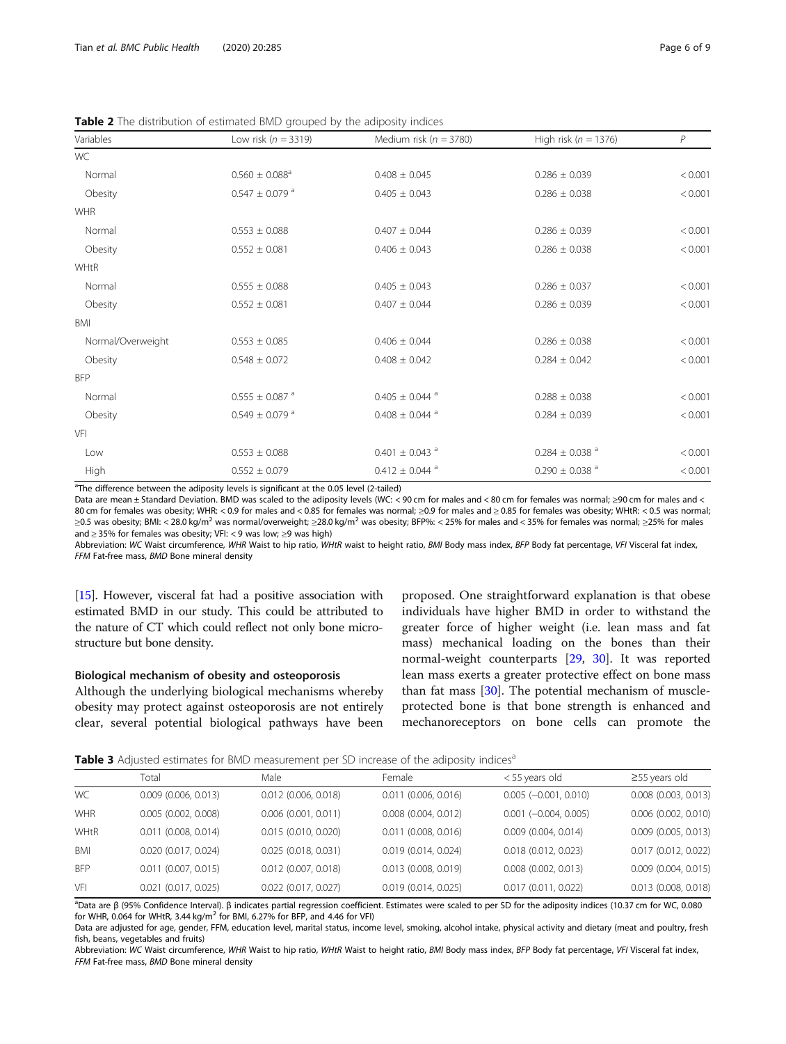**Table 2** The distribution of estimated BMD grouped by the adiposity indices

| Variables | Low risk ($n$ = 3319) | Medium risk ($n$ = 3780) | High risk ($n$ = 1376) | $P$ |
|---|---|---|---|---|
| WC | | | | |
| Normal | 0.560 ± 0.088[a] | 0.408 ± 0.045 | 0.286 ± 0.039 | < 0.001 |
| Obesity | 0.547 ± 0.079 [a] | 0.405 ± 0.043 | 0.286 ± 0.038 | < 0.001 |
| WHR | | | | |
| Normal | 0.553 ± 0.088 | 0.407 ± 0.044 | 0.286 ± 0.039 | < 0.001 |
| Obesity | 0.552 ± 0.081 | 0.406 ± 0.043 | 0.286 ± 0.038 | < 0.001 |
| WHtR | | | | |
| Normal | 0.555 ± 0.088 | 0.405 ± 0.043 | 0.286 ± 0.037 | < 0.001 |
| Obesity | 0.552 ± 0.081 | 0.407 ± 0.044 | 0.286 ± 0.039 | < 0.001 |
| BMI | | | | |
| Normal/Overweight | 0.553 ± 0.085 | 0.406 ± 0.044 | 0.286 ± 0.038 | < 0.001 |
| Obesity | 0.548 ± 0.072 | 0.408 ± 0.042 | 0.284 ± 0.042 | < 0.001 |
| BFP | | | | |
| Normal | 0.555 ± 0.087 [a] | 0.405 ± 0.044 [a] | 0.288 ± 0.038 | < 0.001 |
| Obesity | 0.549 ± 0.079 [a] | 0.408 ± 0.044 [a] | 0.284 ± 0.039 | < 0.001 |
| VFI | | | | |
| Low | 0.553 ± 0.088 | 0.401 ± 0.043 [a] | 0.284 ± 0.038 [a] | < 0.001 |
| High | 0.552 ± 0.079 | 0.412 ± 0.044 [a] | 0.290 ± 0.038 [a] | < 0.001 |

[a]The difference between the adiposity levels is significant at the 0.05 level (2-tailed)

Data are mean ± Standard Deviation. BMD was scaled to the adiposity levels (WC: < 90 cm for males and < 80 cm for females was normal; ≥90 cm for males and < 80 cm for females was obesity; WHR: < 0.9 for males and < 0.85 for females was normal; ≥0.9 for males and ≥ 0.85 for females was obesity; WHtR: < 0.5 was normal; ≥0.5 was obesity; BMI: < 28.0 kg/m$^2$ was normal/overweight; ≥28.0 kg/m$^2$ was obesity; BFP%: < 25% for males and < 35% for females was normal; ≥25% for males and ≥ 35% for females was obesity; VFI: < 9 was low; ≥9 was high)

Abbreviation: *WC* Waist circumference, *WHR* Waist to hip ratio, *WHtR* waist to height ratio, *BMI* Body mass index, *BFP* Body fat percentage, *VFI* Visceral fat index, *FFM* Fat-free mass, *BMD* Bone mineral density

[15]. However, visceral fat had a positive association with estimated BMD in our study. This could be attributed to the nature of CT which could reflect not only bone microstructure but bone density.

### Biological mechanism of obesity and osteoporosis

Although the underlying biological mechanisms whereby obesity may protect against osteoporosis are not entirely clear, several potential biological pathways have been proposed. One straightforward explanation is that obese individuals have higher BMD in order to withstand the greater force of higher weight (i.e. lean mass and fat mass) mechanical loading on the bones than their normal-weight counterparts [29, 30]. It was reported lean mass exerts a greater protective effect on bone mass than fat mass [30]. The potential mechanism of muscle-protected bone is that bone strength is enhanced and mechanoreceptors on bone cells can promote the

**Table 3** Adjusted estimates for BMD measurement per SD increase of the adiposity indices[a]

| | Total | Male | Female | < 55 years old | ≥55 years old |
|---|---|---|---|---|---|
| WC | 0.009 (0.006, 0.013) | 0.012 (0.006, 0.018) | 0.011 (0.006, 0.016) | 0.005 (−0.001, 0.010) | 0.008 (0.003, 0.013) |
| WHR | 0.005 (0.002, 0.008) | 0.006 (0.001, 0.011) | 0.008 (0.004, 0.012) | 0.001 (−0.004, 0.005) | 0.006 (0.002, 0.010) |
| WHtR | 0.011 (0.008, 0.014) | 0.015 (0.010, 0.020) | 0.011 (0.008, 0.016) | 0.009 (0.004, 0.014) | 0.009 (0.005, 0.013) |
| BMI | 0.020 (0.017, 0.024) | 0.025 (0.018, 0.031) | 0.019 (0.014, 0.024) | 0.018 (0.012, 0.023) | 0.017 (0.012, 0.022) |
| BFP | 0.011 (0.007, 0.015) | 0.012 (0.007, 0.018) | 0.013 (0.008, 0.019) | 0.008 (0.002, 0.013) | 0.009 (0.004, 0.015) |
| VFI | 0.021 (0.017, 0.025) | 0.022 (0.017, 0.027) | 0.019 (0.014, 0.025) | 0.017 (0.011, 0.022) | 0.013 (0.008, 0.018) |

[a]Data are β (95% Confidence Interval). β indicates partial regression coefficient. Estimates were scaled to per SD for the adiposity indices (10.37 cm for WC, 0.080 for WHR, 0.064 for WHtR, 3.44 kg/m$^2$ for BMI, 6.27% for BFP, and 4.46 for VFI)

Data are adjusted for age, gender, FFM, education level, marital status, income level, smoking, alcohol intake, physical activity and dietary (meat and poultry, fresh fish, beans, vegetables and fruits)

Abbreviation: *WC* Waist circumference, *WHR* Waist to hip ratio, *WHtR* waist to height ratio, *BMI* Body mass index, *BFP* Body fat percentage, *VFI* Visceral fat index, *FFM* Fat-free mass, *BMD* Bone mineral density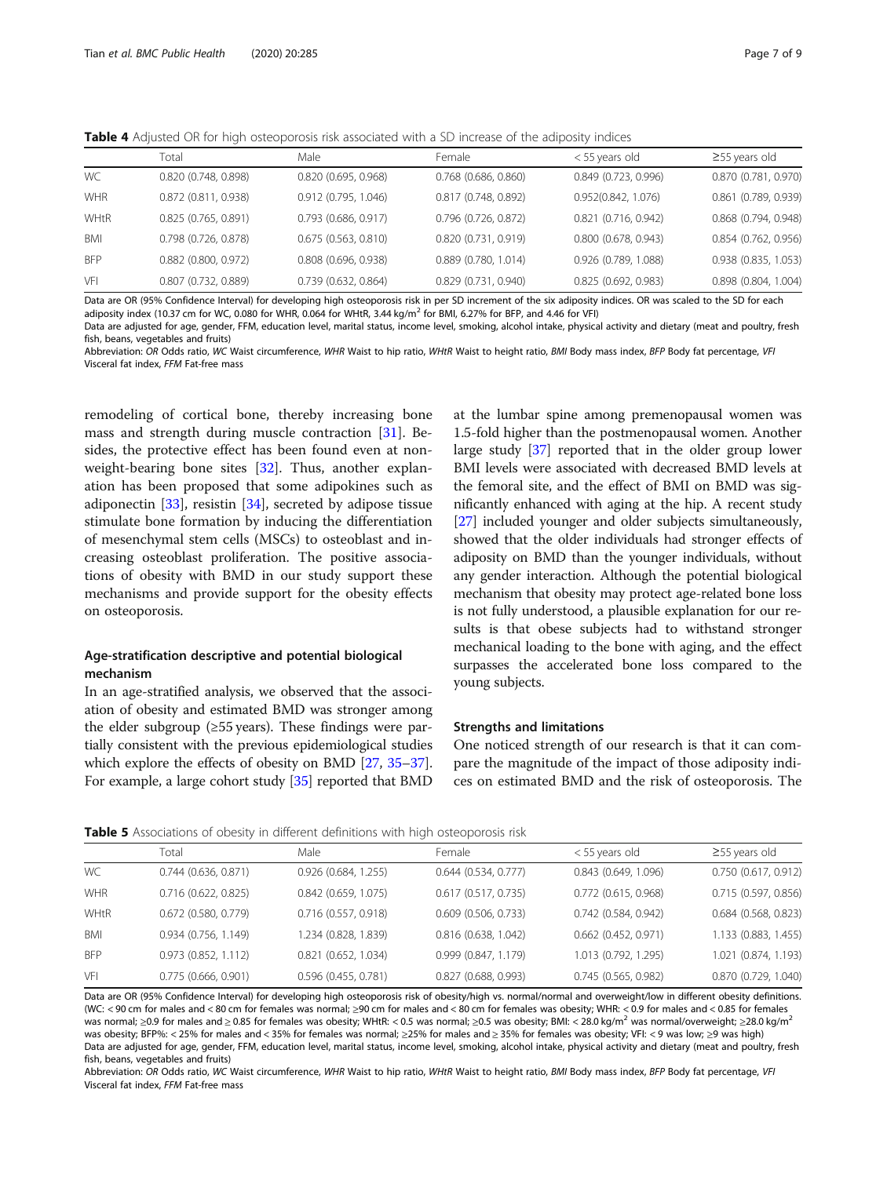**Table 4** Adjusted OR for high osteoporosis risk associated with a SD increase of the adiposity indices

| | Total | Male | Female | < 55 years old | ≥55 years old |
|---|---|---|---|---|---|
| WC | 0.820 (0.748, 0.898) | 0.820 (0.695, 0.968) | 0.768 (0.686, 0.860) | 0.849 (0.723, 0.996) | 0.870 (0.781, 0.970) |
| WHR | 0.872 (0.811, 0.938) | 0.912 (0.795, 1.046) | 0.817 (0.748, 0.892) | 0.952(0.842, 1.076) | 0.861 (0.789, 0.939) |
| WHtR | 0.825 (0.765, 0.891) | 0.793 (0.686, 0.917) | 0.796 (0.726, 0.872) | 0.821 (0.716, 0.942) | 0.868 (0.794, 0.948) |
| BMI | 0.798 (0.726, 0.878) | 0.675 (0.563, 0.810) | 0.820 (0.731, 0.919) | 0.800 (0.678, 0.943) | 0.854 (0.762, 0.956) |
| BFP | 0.882 (0.800, 0.972) | 0.808 (0.696, 0.938) | 0.889 (0.780, 1.014) | 0.926 (0.789, 1.088) | 0.938 (0.835, 1.053) |
| VFI | 0.807 (0.732, 0.889) | 0.739 (0.632, 0.864) | 0.829 (0.731, 0.940) | 0.825 (0.692, 0.983) | 0.898 (0.804, 1.004) |

Data are OR (95% Confidence Interval) for developing high osteoporosis risk in per SD increment of the six adiposity indices. OR was scaled to the SD for each adiposity index (10.37 cm for WC, 0.080 for WHR, 0.064 for WHtR, 3.44 kg/m$^2$ for BMI, 6.27% for BFP, and 4.46 for VFI)
Data are adjusted for age, gender, FFM, education level, marital status, income level, smoking, alcohol intake, physical activity and dietary (meat and poultry, fresh fish, beans, vegetables and fruits)
Abbreviation: *OR* Odds ratio, *WC* Waist circumference, *WHR* Waist to hip ratio, *WHtR* Waist to height ratio, *BMI* Body mass index, *BFP* Body fat percentage, *VFI* Visceral fat index, *FFM* Fat-free mass

remodeling of cortical bone, thereby increasing bone mass and strength during muscle contraction [31]. Besides, the protective effect has been found even at non-weight-bearing bone sites [32]. Thus, another explanation has been proposed that some adipokines such as adiponectin [33], resistin [34], secreted by adipose tissue stimulate bone formation by inducing the differentiation of mesenchymal stem cells (MSCs) to osteoblast and increasing osteoblast proliferation. The positive associations of obesity with BMD in our study support these mechanisms and provide support for the obesity effects on osteoporosis.

## Age-stratification descriptive and potential biological mechanism

In an age-stratified analysis, we observed that the association of obesity and estimated BMD was stronger among the elder subgroup (≥55 years). These findings were partially consistent with the previous epidemiological studies which explore the effects of obesity on BMD [27, 35–37]. For example, a large cohort study [35] reported that BMD at the lumbar spine among premenopausal women was 1.5-fold higher than the postmenopausal women. Another large study [37] reported that in the older group lower BMI levels were associated with decreased BMD levels at the femoral site, and the effect of BMI on BMD was significantly enhanced with aging at the hip. A recent study [27] included younger and older subjects simultaneously, showed that the older individuals had stronger effects of adiposity on BMD than the younger individuals, without any gender interaction. Although the potential biological mechanism that obesity may protect age-related bone loss is not fully understood, a plausible explanation for our results is that obese subjects had to withstand stronger mechanical loading to the bone with aging, and the effect surpasses the accelerated bone loss compared to the young subjects.

## Strengths and limitations

One noticed strength of our research is that it can compare the magnitude of the impact of those adiposity indices on estimated BMD and the risk of osteoporosis. The

**Table 5** Associations of obesity in different definitions with high osteoporosis risk

| | Total | Male | Female | < 55 years old | ≥55 years old |
|---|---|---|---|---|---|
| WC | 0.744 (0.636, 0.871) | 0.926 (0.684, 1.255) | 0.644 (0.534, 0.777) | 0.843 (0.649, 1.096) | 0.750 (0.617, 0.912) |
| WHR | 0.716 (0.622, 0.825) | 0.842 (0.659, 1.075) | 0.617 (0.517, 0.735) | 0.772 (0.615, 0.968) | 0.715 (0.597, 0.856) |
| WHtR | 0.672 (0.580, 0.779) | 0.716 (0.557, 0.918) | 0.609 (0.506, 0.733) | 0.742 (0.584, 0.942) | 0.684 (0.568, 0.823) |
| BMI | 0.934 (0.756, 1.149) | 1.234 (0.828, 1.839) | 0.816 (0.638, 1.042) | 0.662 (0.452, 0.971) | 1.133 (0.883, 1.455) |
| BFP | 0.973 (0.852, 1.112) | 0.821 (0.652, 1.034) | 0.999 (0.847, 1.179) | 1.013 (0.792, 1.295) | 1.021 (0.874, 1.193) |
| VFI | 0.775 (0.666, 0.901) | 0.596 (0.455, 0.781) | 0.827 (0.688, 0.993) | 0.745 (0.565, 0.982) | 0.870 (0.729, 1.040) |

Data are OR (95% Confidence Interval) for developing high osteoporosis risk of obesity/high vs. normal/normal and overweight/low in different obesity definitions. (WC: < 90 cm for males and < 80 cm for females was normal; ≥90 cm for males and < 80 cm for females was obesity; WHR: < 0.9 for males and < 0.85 for females was normal; ≥0.9 for males and ≥ 0.85 for females was obesity; WHtR: < 0.5 was normal; ≥0.5 was obesity; BMI: < 28.0 kg/m$^2$ was normal/overweight; ≥28.0 kg/m$^2$ was obesity; BFP%: < 25% for males and < 35% for females was normal; ≥25% for males and ≥ 35% for females was obesity; VFI: < 9 was low; ≥9 was high)
Data are adjusted for age, gender, FFM, education level, marital status, income level, smoking, alcohol intake, physical activity and dietary (meat and poultry, fresh fish, beans, vegetables and fruits)
Abbreviation: *OR* Odds ratio, *WC* Waist circumference, *WHR* Waist to hip ratio, *WHtR* Waist to height ratio, *BMI* Body mass index, *BFP* Body fat percentage, *VFI* Visceral fat index, *FFM* Fat-free mass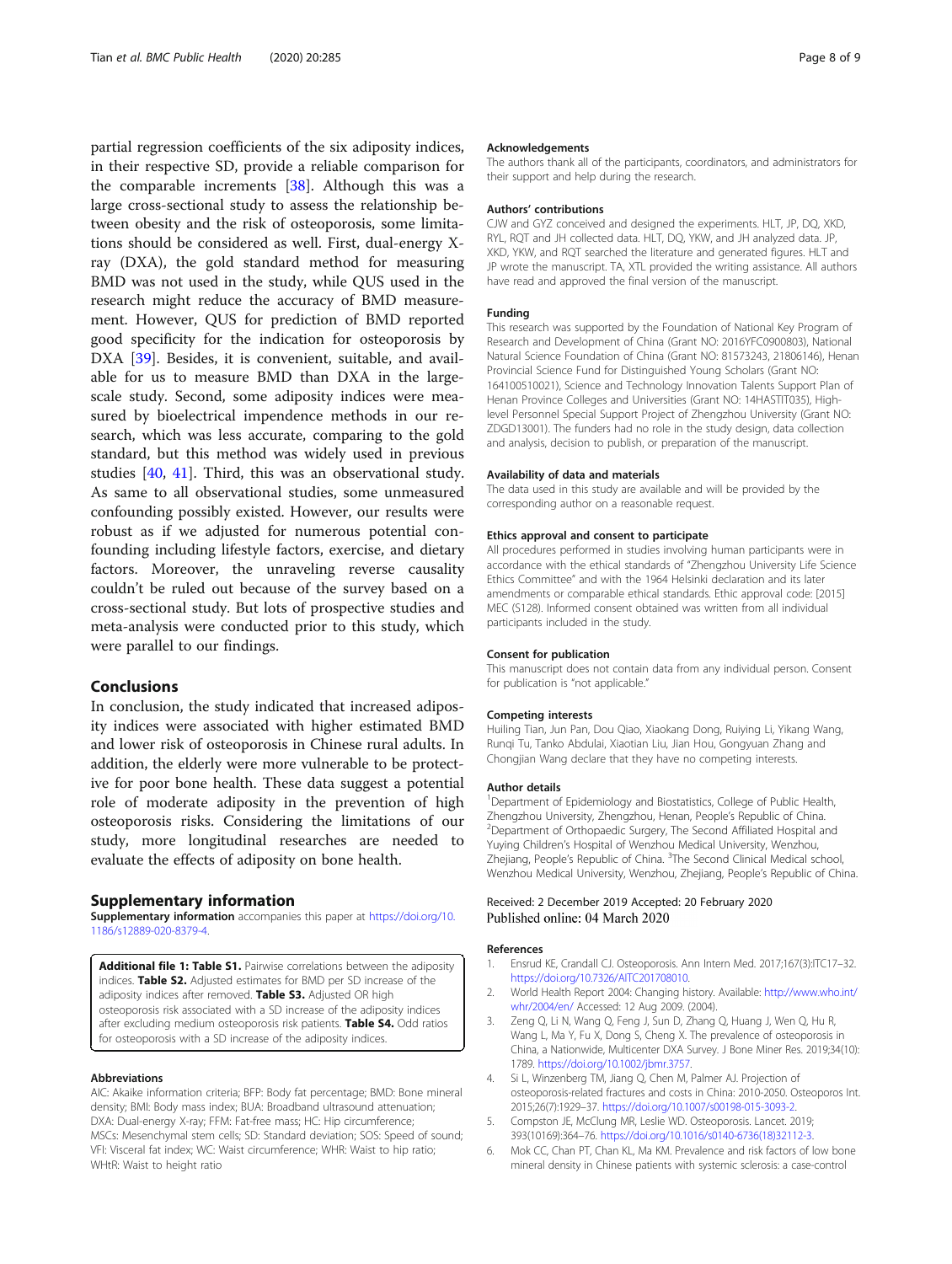partial regression coefficients of the six adiposity indices, in their respective SD, provide a reliable comparison for the comparable increments [38]. Although this was a large cross-sectional study to assess the relationship between obesity and the risk of osteoporosis, some limitations should be considered as well. First, dual-energy X-ray (DXA), the gold standard method for measuring BMD was not used in the study, while QUS used in the research might reduce the accuracy of BMD measurement. However, QUS for prediction of BMD reported good specificity for the indication for osteoporosis by DXA [39]. Besides, it is convenient, suitable, and available for us to measure BMD than DXA in the large-scale study. Second, some adiposity indices were measured by bioelectrical impendence methods in our research, which was less accurate, comparing to the gold standard, but this method was widely used in previous studies [40, 41]. Third, this was an observational study. As same to all observational studies, some unmeasured confounding possibly existed. However, our results were robust as if we adjusted for numerous potential confounding including lifestyle factors, exercise, and dietary factors. Moreover, the unraveling reverse causality couldn't be ruled out because of the survey based on a cross-sectional study. But lots of prospective studies and meta-analysis were conducted prior to this study, which were parallel to our findings.

## Conclusions

In conclusion, the study indicated that increased adiposity indices were associated with higher estimated BMD and lower risk of osteoporosis in Chinese rural adults. In addition, the elderly were more vulnerable to be protective for poor bone health. These data suggest a potential role of moderate adiposity in the prevention of high osteoporosis risks. Considering the limitations of our study, more longitudinal researches are needed to evaluate the effects of adiposity on bone health.

## Supplementary information

**Supplementary information** accompanies this paper at https://doi.org/10.1186/s12889-020-8379-4.

**Additional file 1: Table S1.** Pairwise correlations between the adiposity indices. **Table S2.** Adjusted estimates for BMD per SD increase of the adiposity indices after removed. **Table S3.** Adjusted OR high osteoporosis risk associated with a SD increase of the adiposity indices after excluding medium osteoporosis risk patients. **Table S4.** Odd ratios for osteoporosis with a SD increase of the adiposity indices.

#### Abbreviations

AIC: Akaike information criteria; BFP: Body fat percentage; BMD: Bone mineral density; BMI: Body mass index; BUA: Broadband ultrasound attenuation; DXA: Dual-energy X-ray; FFM: Fat-free mass; HC: Hip circumference; MSCs: Mesenchymal stem cells; SD: Standard deviation; SOS: Speed of sound; VFI: Visceral fat index; WC: Waist circumference; WHR: Waist to hip ratio; WHtR: Waist to height ratio

#### Acknowledgements

The authors thank all of the participants, coordinators, and administrators for their support and help during the research.

#### Authors' contributions

CJW and GYZ conceived and designed the experiments. HLT, JP, DQ, XKD, RYL, RQT and JH collected data. HLT, DQ, YKW, and JH analyzed data. JP, XKD, YKW, and RQT searched the literature and generated figures. HLT and JP wrote the manuscript. TA, XTL provided the writing assistance. All authors have read and approved the final version of the manuscript.

#### Funding

This research was supported by the Foundation of National Key Program of Research and Development of China (Grant NO: 2016YFC0900803), National Natural Science Foundation of China (Grant NO: 81573243, 21806146), Henan Provincial Science Fund for Distinguished Young Scholars (Grant NO: 164100510021), Science and Technology Innovation Talents Support Plan of Henan Province Colleges and Universities (Grant NO: 14HASTIT035), High-level Personnel Special Support Project of Zhengzhou University (Grant NO: ZDGD13001). The funders had no role in the study design, data collection and analysis, decision to publish, or preparation of the manuscript.

#### Availability of data and materials

The data used in this study are available and will be provided by the corresponding author on a reasonable request.

#### Ethics approval and consent to participate

All procedures performed in studies involving human participants were in accordance with the ethical standards of "Zhengzhou University Life Science Ethics Committee" and with the 1964 Helsinki declaration and its later amendments or comparable ethical standards. Ethic approval code: [2015] MEC (S128). Informed consent obtained was written from all individual participants included in the study.

#### Consent for publication

This manuscript does not contain data from any individual person. Consent for publication is "not applicable."

#### Competing interests

Huiling Tian, Jun Pan, Dou Qiao, Xiaokang Dong, Ruiying Li, Yikang Wang, Runqi Tu, Tanko Abdulai, Xiaotian Liu, Jian Hou, Gongyuan Zhang and Chongjian Wang declare that they have no competing interests.

#### Author details

[1]Department of Epidemiology and Biostatistics, College of Public Health, Zhengzhou University, Zhengzhou, Henan, People's Republic of China. [2]Department of Orthopaedic Surgery, The Second Affiliated Hospital and Yuying Children's Hospital of Wenzhou Medical University, Wenzhou, Zhejiang, People's Republic of China. [3]The Second Clinical Medical school, Wenzhou Medical University, Wenzhou, Zhejiang, People's Republic of China.

Received: 2 December 2019 Accepted: 20 February 2020
Published online: 04 March 2020

#### References

1. Ensrud KE, Crandall CJ. Osteoporosis. Ann Intern Med. 2017;167(3):ITC17–32. https://doi.org/10.7326/AITC201708010.
2. World Health Report 2004: Changing history. Available: http://www.who.int/whr/2004/en/ Accessed: 12 Aug 2009. (2004).
3. Zeng Q, Li N, Wang Q, Feng J, Sun D, Zhang Q, Huang J, Wen Q, Hu R, Wang L, Ma Y, Fu X, Dong S, Cheng X. The prevalence of osteoporosis in China, a Nationwide, Multicenter DXA Survey. J Bone Miner Res. 2019;34(10):1789. https://doi.org/10.1002/jbmr.3757.
4. Si L, Winzenberg TM, Jiang Q, Chen M, Palmer AJ. Projection of osteoporosis-related fractures and costs in China: 2010-2050. Osteoporos Int. 2015;26(7):1929–37. https://doi.org/10.1007/s00198-015-3093-2.
5. Compston JE, McClung MR, Leslie WD. Osteoporosis. Lancet. 2019; 393(10169):364–76. https://doi.org/10.1016/s0140-6736(18)32112-3.
6. Mok CC, Chan PT, Chan KL, Ma KM. Prevalence and risk factors of low bone mineral density in Chinese patients with systemic sclerosis: a case-control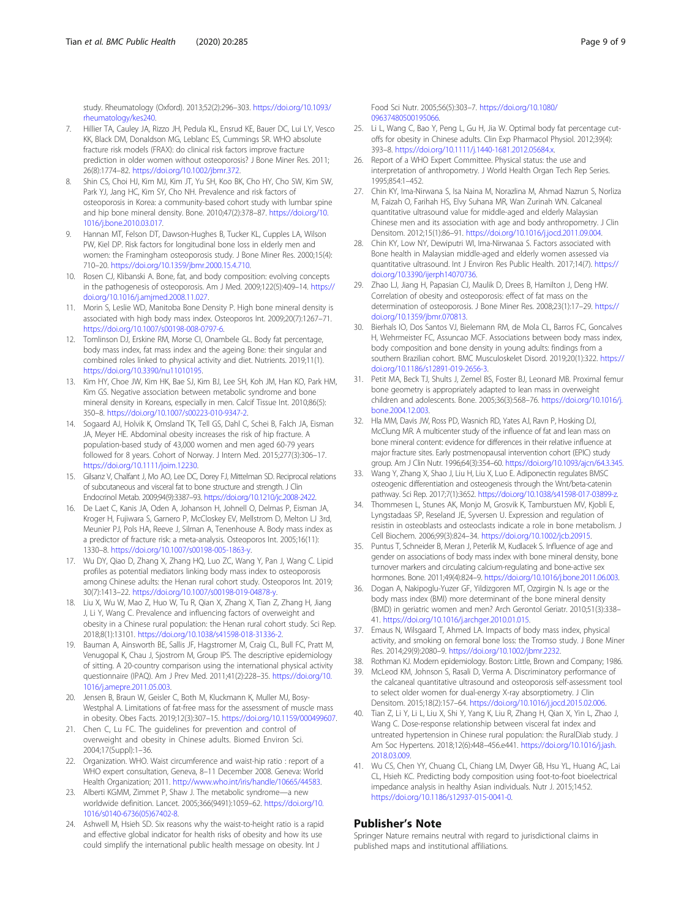study. Rheumatology (Oxford). 2013;52(2):296–303. https://doi.org/10.1093/rheumatology/kes240.

7. Hillier TA, Cauley JA, Rizzo JH, Pedula KL, Ensrud KE, Bauer DC, Lui LY, Vesco KK, Black DM, Donaldson MG, Leblanc ES, Cummings SR. WHO absolute fracture risk models (FRAX): do clinical risk factors improve fracture prediction in older women without osteoporosis? J Bone Miner Res. 2011; 26(8):1774–82. https://doi.org/10.1002/jbmr.372.
8. Shin CS, Choi HJ, Kim MJ, Kim JT, Yu SH, Koo BK, Cho HY, Cho SW, Kim SW, Park YJ, Jang HC, Kim SY, Cho NH. Prevalence and risk factors of osteoporosis in Korea: a community-based cohort study with lumbar spine and hip bone mineral density. Bone. 2010;47(2):378–87. https://doi.org/10.1016/j.bone.2010.03.017.
9. Hannan MT, Felson DT, Dawson-Hughes B, Tucker KL, Cupples LA, Wilson PW, Kiel DP. Risk factors for longitudinal bone loss in elderly men and women: the Framingham osteoporosis study. J Bone Miner Res. 2000;15(4): 710–20. https://doi.org/10.1359/jbmr.2000.15.4.710.
10. Rosen CJ, Klibanski A. Bone, fat, and body composition: evolving concepts in the pathogenesis of osteoporosis. Am J Med. 2009;122(5):409–14. https://doi.org/10.1016/j.amjmed.2008.11.027.
11. Morin S, Leslie WD, Manitoba Bone Density P. High bone mineral density is associated with high body mass index. Osteoporos Int. 2009;20(7):1267–71. https://doi.org/10.1007/s00198-008-0797-6.
12. Tomlinson DJ, Erskine RM, Morse CI, Onambele GL. Body fat percentage, body mass index, fat mass index and the ageing Bone: their singular and combined roles linked to physical activity and diet. Nutrients. 2019;11(1). https://doi.org/10.3390/nu11010195.
13. Kim HY, Choe JW, Kim HK, Bae SJ, Kim BJ, Lee SH, Koh JM, Han KO, Park HM, Kim GS. Negative association between metabolic syndrome and bone mineral density in Koreans, especially in men. Calcif Tissue Int. 2010;86(5): 350–8. https://doi.org/10.1007/s00223-010-9347-2.
14. Sogaard AJ, Holvik K, Omsland TK, Tell GS, Dahl C, Schei B, Falch JA, Eisman JA, Meyer HE. Abdominal obesity increases the risk of hip fracture. A population-based study of 43,000 women and men aged 60-79 years followed for 8 years. Cohort of Norway. J Intern Med. 2015;277(3):306–17. https://doi.org/10.1111/joim.12230.
15. Gilsanz V, Chalfant J, Mo AO, Lee DC, Dorey FJ, Mittelman SD. Reciprocal relations of subcutaneous and visceral fat to bone structure and strength. J Clin Endocrinol Metab. 2009;94(9):3387–93. https://doi.org/10.1210/jc.2008-2422.
16. De Laet C, Kanis JA, Oden A, Johanson H, Johnell O, Delmas P, Eisman JA, Kroger H, Fujiwara S, Garnero P, McCloskey EV, Mellstrom D, Melton LJ 3rd, Meunier PJ, Pols HA, Reeve J, Silman A, Tenenhouse A. Body mass index as a predictor of fracture risk: a meta-analysis. Osteoporos Int. 2005;16(11): 1330–8. https://doi.org/10.1007/s00198-005-1863-y.
17. Wu DY, Qiao D, Zhang X, Zhang HQ, Luo ZC, Wang Y, Pan J, Wang C. Lipid profiles as potential mediators linking body mass index to osteoporosis among Chinese adults: the Henan rural cohort study. Osteoporos Int. 2019; 30(7):1413–22. https://doi.org/10.1007/s00198-019-04878-y.
18. Liu X, Wu W, Mao Z, Huo W, Tu R, Qian X, Zhang X, Tian Z, Zhang H, Jiang J, Li Y, Wang C. Prevalence and influencing factors of overweight and obesity in a Chinese rural population: the Henan rural cohort study. Sci Rep. 2018;8(1):13101. https://doi.org/10.1038/s41598-018-31336-2.
19. Bauman A, Ainsworth BE, Sallis JF, Hagstromer M, Craig CL, Bull FC, Pratt M, Venugopal K, Chau J, Sjostrom M, Group IPS. The descriptive epidemiology of sitting. A 20-country comparison using the international physical activity questionnaire (IPAQ). Am J Prev Med. 2011;41(2):228–35. https://doi.org/10.1016/j.amepre.2011.05.003.
20. Jensen B, Braun W, Geisler C, Both M, Kluckmann K, Muller MJ, Bosy-Westphal A. Limitations of fat-free mass for the assessment of muscle mass in obesity. Obes Facts. 2019;12(3):307–15. https://doi.org/10.1159/000499607.
21. Chen C, Lu FC. The guidelines for prevention and control of overweight and obesity in Chinese adults. Biomed Environ Sci. 2004;17(Suppl):1–36.
22. Organization. WHO. Waist circumference and waist-hip ratio : report of a WHO expert consultation, Geneva, 8–11 December 2008. Geneva: World Health Organization; 2011. http://www.who.int/iris/handle/10665/44583.
23. Alberti KGMM, Zimmet P, Shaw J. The metabolic syndrome—a new worldwide definition. Lancet. 2005;366(9491):1059–62. https://doi.org/10.1016/s0140-6736(05)67402-8.
24. Ashwell M, Hsieh SD. Six reasons why the waist-to-height ratio is a rapid and effective global indicator for health risks of obesity and how its use could simplify the international public health message on obesity. Int J Food Sci Nutr. 2005;56(5):303–7. https://doi.org/10.1080/09637480500195066.
25. Li L, Wang C, Bao Y, Peng L, Gu H, Jia W. Optimal body fat percentage cut-offs for obesity in Chinese adults. Clin Exp Pharmacol Physiol. 2012;39(4): 393–8. https://doi.org/10.1111/j.1440-1681.2012.05684.x.
26. Report of a WHO Expert Committee. Physical status: the use and interpretation of anthropometry. J World Health Organ Tech Rep Series. 1995;854:1–452.
27. Chin KY, Ima-Nirwana S, Isa Naina M, Norazlina M, Ahmad Nazrun S, Norliza M, Faizah O, Farihah HS, Elvy Suhana MR, Wan Zurinah WN. Calcaneal quantitative ultrasound value for middle-aged and elderly Malaysian Chinese men and its association with age and body anthropometry. J Clin Densitom. 2012;15(1):86–91. https://doi.org/10.1016/j.jocd.2011.09.004.
28. Chin KY, Low NY, Dewiputri WI, Ima-Nirwanaa S. Factors associated with Bone health in Malaysian middle-aged and elderly women assessed via quantitative ultrasound. Int J Environ Res Public Health. 2017;14(7). https://doi.org/10.3390/ijerph14070736.
29. Zhao LJ, Jiang H, Papasian CJ, Maulik D, Drees B, Hamilton J, Deng HW. Correlation of obesity and osteoporosis: effect of fat mass on the determination of osteoporosis. J Bone Miner Res. 2008;23(1):17–29. https://doi.org/10.1359/jbmr.070813.
30. Bierhals IO, Dos Santos VJ, Bielemann RM, de Mola CL, Barros FC, Goncalves H, Wehrmeister FC, Assuncao MCF. Associations between body mass index, body composition and bone density in young adults: findings from a southern Brazilian cohort. BMC Musculoskelet Disord. 2019;20(1):322. https://doi.org/10.1186/s12891-019-2656-3.
31. Petit MA, Beck TJ, Shults J, Zemel BS, Foster BJ, Leonard MB. Proximal femur bone geometry is appropriately adapted to lean mass in overweight children and adolescents. Bone. 2005;36(3):568–76. https://doi.org/10.1016/j.bone.2004.12.003.
32. Hla MM, Davis JW, Ross PD, Wasnich RD, Yates AJ, Ravn P, Hosking DJ, McClung MR. A multicenter study of the influence of fat and lean mass on bone mineral content: evidence for differences in their relative influence at major fracture sites. Early postmenopausal intervention cohort (EPIC) study group. Am J Clin Nutr. 1996;64(3):354–60. https://doi.org/10.1093/ajcn/64.3.345.
33. Wang Y, Zhang X, Shao J, Liu H, Liu X, Luo E. Adiponectin regulates BMSC osteogenic differentiation and osteogenesis through the Wnt/beta-catenin pathway. Sci Rep. 2017;7(1):3652. https://doi.org/10.1038/s41598-017-03899-z.
34. Thommesen L, Stunes AK, Monjo M, Grosvik K, Tamburstuen MV, Kjobli E, Lyngstadaas SP, Reseland JE, Syversen U. Expression and regulation of resistin in osteoblasts and osteoclasts indicate a role in bone metabolism. J Cell Biochem. 2006;99(3):824–34. https://doi.org/10.1002/jcb.20915.
35. Puntus T, Schneider B, Meran J, Peterlik M, Kudlacek S. Influence of age and gender on associations of body mass index with bone mineral density, bone turnover markers and circulating calcium-regulating and bone-active sex hormones. Bone. 2011;49(4):824–9. https://doi.org/10.1016/j.bone.2011.06.003.
36. Dogan A, Nakipoglu-Yuzer GF, Yildizgoren MT, Ozgirgin N. Is age or the body mass index (BMI) more determinant of the bone mineral density (BMD) in geriatric women and men? Arch Gerontol Geriatr. 2010;51(3):338–41. https://doi.org/10.1016/j.archger.2010.01.015.
37. Emaus N, Wilsgaard T, Ahmed LA. Impacts of body mass index, physical activity, and smoking on femoral bone loss: the Tromso study. J Bone Miner Res. 2014;29(9):2080–9. https://doi.org/10.1002/jbmr.2232.
38. Rothman KJ. Modern epidemiology. Boston: Little, Brown and Company; 1986.
39. McLeod KM, Johnson S, Rasali D, Verma A. Discriminatory performance of the calcaneal quantitative ultrasound and osteoporosis self-assessment tool to select older women for dual-energy X-ray absorptiometry. J Clin Densitom. 2015;18(2):157–64. https://doi.org/10.1016/j.jocd.2015.02.006.
40. Tian Z, Li Y, Li L, Liu X, Shi Y, Yang K, Liu R, Zhang H, Qian X, Yin L, Zhao J, Wang C. Dose-response relationship between visceral fat index and untreated hypertension in Chinese rural population: the RuralDiab study. J Am Soc Hypertens. 2018;12(6):448–456.e441. https://doi.org/10.1016/j.jash.2018.03.009.
41. Wu CS, Chen YY, Chuang CL, Chiang LM, Dwyer GB, Hsu YL, Huang AC, Lai CL, Hsieh KC. Predicting body composition using foot-to-foot bioelectrical impedance analysis in healthy Asian individuals. Nutr J. 2015;14:52. https://doi.org/10.1186/s12937-015-0041-0.

## Publisher's Note

Springer Nature remains neutral with regard to jurisdictional claims in published maps and institutional affiliations.